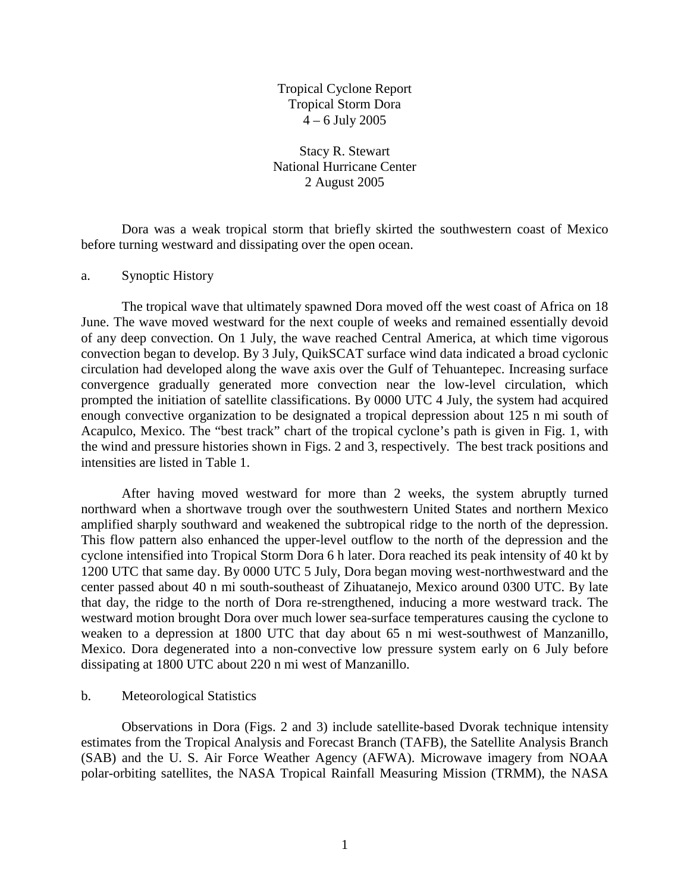# Tropical Cyclone Report
# Tropical Storm Dora
## 4 – 6 July 2005

Stacy R. Stewart
National Hurricane Center
2 August 2005

Dora was a weak tropical storm that briefly skirted the southwestern coast of Mexico before turning westward and dissipating over the open ocean.

## a. Synoptic History

The tropical wave that ultimately spawned Dora moved off the west coast of Africa on 18 June. The wave moved westward for the next couple of weeks and remained essentially devoid of any deep convection. On 1 July, the wave reached Central America, at which time vigorous convection began to develop. By 3 July, QuikSCAT surface wind data indicated a broad cyclonic circulation had developed along the wave axis over the Gulf of Tehuantepec. Increasing surface convergence gradually generated more convection near the low-level circulation, which prompted the initiation of satellite classifications. By 0000 UTC 4 July, the system had acquired enough convective organization to be designated a tropical depression about 125 n mi south of Acapulco, Mexico. The "best track" chart of the tropical cyclone's path is given in Fig. 1, with the wind and pressure histories shown in Figs. 2 and 3, respectively. The best track positions and intensities are listed in Table 1.

After having moved westward for more than 2 weeks, the system abruptly turned northward when a shortwave trough over the southwestern United States and northern Mexico amplified sharply southward and weakened the subtropical ridge to the north of the depression. This flow pattern also enhanced the upper-level outflow to the north of the depression and the cyclone intensified into Tropical Storm Dora 6 h later. Dora reached its peak intensity of 40 kt by 1200 UTC that same day. By 0000 UTC 5 July, Dora began moving west-northwestward and the center passed about 40 n mi south-southeast of Zihuatanejo, Mexico around 0300 UTC. By late that day, the ridge to the north of Dora re-strengthened, inducing a more westward track. The westward motion brought Dora over much lower sea-surface temperatures causing the cyclone to weaken to a depression at 1800 UTC that day about 65 n mi west-southwest of Manzanillo, Mexico. Dora degenerated into a non-convective low pressure system early on 6 July before dissipating at 1800 UTC about 220 n mi west of Manzanillo.

## b. Meteorological Statistics

Observations in Dora (Figs. 2 and 3) include satellite-based Dvorak technique intensity estimates from the Tropical Analysis and Forecast Branch (TAFB), the Satellite Analysis Branch (SAB) and the U. S. Air Force Weather Agency (AFWA). Microwave imagery from NOAA polar-orbiting satellites, the NASA Tropical Rainfall Measuring Mission (TRMM), the NASA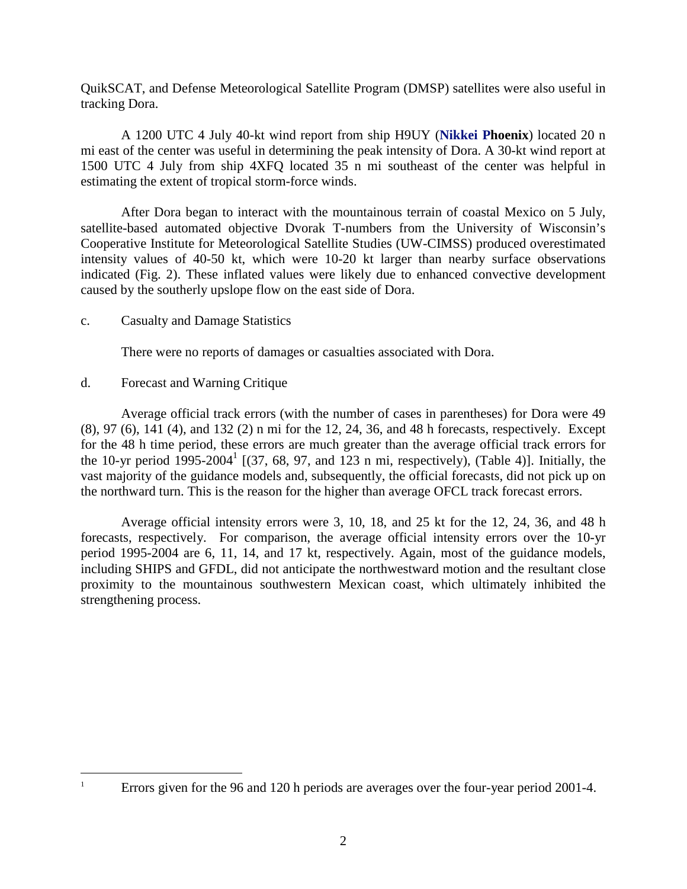QuikSCAT, and Defense Meteorological Satellite Program (DMSP) satellites were also useful in tracking Dora.

A 1200 UTC 4 July 40-kt wind report from ship H9UY (**Nikkei Phoenix**) located 20 n mi east of the center was useful in determining the peak intensity of Dora. A 30-kt wind report at 1500 UTC 4 July from ship 4XFQ located 35 n mi southeast of the center was helpful in estimating the extent of tropical storm-force winds.

After Dora began to interact with the mountainous terrain of coastal Mexico on 5 July, satellite-based automated objective Dvorak T-numbers from the University of Wisconsin's Cooperative Institute for Meteorological Satellite Studies (UW-CIMSS) produced overestimated intensity values of 40-50 kt, which were 10-20 kt larger than nearby surface observations indicated (Fig. 2). These inflated values were likely due to enhanced convective development caused by the southerly upslope flow on the east side of Dora.

c. Casualty and Damage Statistics

There were no reports of damages or casualties associated with Dora.

d. Forecast and Warning Critique

Average official track errors (with the number of cases in parentheses) for Dora were 49 (8), 97 (6), 141 (4), and 132 (2) n mi for the 12, 24, 36, and 48 h forecasts, respectively. Except for the 48 h time period, these errors are much greater than the average official track errors for the 10-yr period 1995-2004[1] [(37, 68, 97, and 123 n mi, respectively), (Table 4)]. Initially, the vast majority of the guidance models and, subsequently, the official forecasts, did not pick up on the northward turn. This is the reason for the higher than average OFCL track forecast errors.

Average official intensity errors were 3, 10, 18, and 25 kt for the 12, 24, 36, and 48 h forecasts, respectively. For comparison, the average official intensity errors over the 10-yr period 1995-2004 are 6, 11, 14, and 17 kt, respectively. Again, most of the guidance models, including SHIPS and GFDL, did not anticipate the northwestward motion and the resultant close proximity to the mountainous southwestern Mexican coast, which ultimately inhibited the strengthening process.

---

[1] Errors given for the 96 and 120 h periods are averages over the four-year period 2001-4.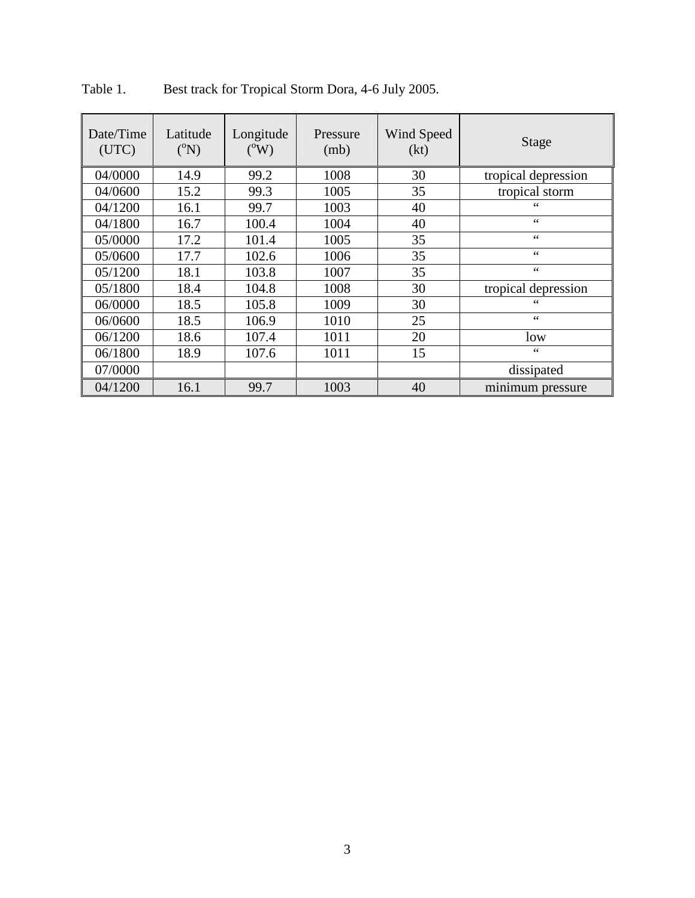Table 1. Best track for Tropical Storm Dora, 4-6 July 2005.

| Date/Time (UTC) | Latitude (°N) | Longitude (°W) | Pressure (mb) | Wind Speed (kt) | Stage |
|---|---|---|---|---|---|
| 04/0000 | 14.9 | 99.2 | 1008 | 30 | tropical depression |
| 04/0600 | 15.2 | 99.3 | 1005 | 35 | tropical storm |
| 04/1200 | 16.1 | 99.7 | 1003 | 40 | " |
| 04/1800 | 16.7 | 100.4 | 1004 | 40 | " |
| 05/0000 | 17.2 | 101.4 | 1005 | 35 | " |
| 05/0600 | 17.7 | 102.6 | 1006 | 35 | " |
| 05/1200 | 18.1 | 103.8 | 1007 | 35 | " |
| 05/1800 | 18.4 | 104.8 | 1008 | 30 | tropical depression |
| 06/0000 | 18.5 | 105.8 | 1009 | 30 | " |
| 06/0600 | 18.5 | 106.9 | 1010 | 25 | " |
| 06/1200 | 18.6 | 107.4 | 1011 | 20 | low |
| 06/1800 | 18.9 | 107.6 | 1011 | 15 | " |
| 07/0000 | | | | | dissipated |
| 04/1200 | 16.1 | 99.7 | 1003 | 40 | minimum pressure |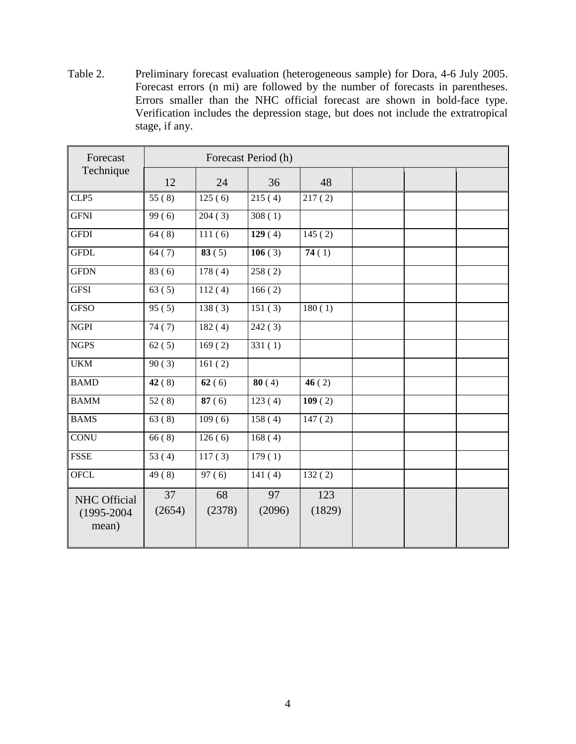Table 2. Preliminary forecast evaluation (heterogeneous sample) for Dora, 4-6 July 2005. Forecast errors (n mi) are followed by the number of forecasts in parentheses. Errors smaller than the NHC official forecast are shown in bold-face type. Verification includes the depression stage, but does not include the extratropical stage, if any.

| Forecast Technique | Forecast Period (h) | | | | | | |
|---|---|---|---|---|---|---|---|
| | 12 | 24 | 36 | 48 | | | |
| CLP5 | 55 ( 8) | 125 ( 6) | 215 ( 4) | 217 ( 2) | | | |
| GFNI | 99 ( 6) | 204 ( 3) | 308 ( 1) | | | | |
| GFDI | 64 ( 8) | 111 ( 6) | **129** ( 4) | 145 ( 2) | | | |
| GFDL | 64 ( 7) | **83** ( 5) | **106** ( 3) | **74** ( 1) | | | |
| GFDN | 83 ( 6) | 178 ( 4) | 258 ( 2) | | | | |
| GFSI | 63 ( 5) | 112 ( 4) | 166 ( 2) | | | | |
| GFSO | 95 ( 5) | 138 ( 3) | 151 ( 3) | 180 ( 1) | | | |
| NGPI | 74 ( 7) | 182 ( 4) | 242 ( 3) | | | | |
| NGPS | 62 ( 5) | 169 ( 2) | 331 ( 1) | | | | |
| UKM | 90 ( 3) | 161 ( 2) | | | | | |
| BAMD | **42** ( 8) | **62** ( 6) | **80** ( 4) | **46** ( 2) | | | |
| BAMM | 52 ( 8) | **87** ( 6) | 123 ( 4) | **109** ( 2) | | | |
| BAMS | 63 ( 8) | 109 ( 6) | 158 ( 4) | 147 ( 2) | | | |
| CONU | 66 ( 8) | 126 ( 6) | 168 ( 4) | | | | |
| FSSE | 53 ( 4) | 117 ( 3) | 179 ( 1) | | | | |
| OFCL | 49 ( 8) | 97 ( 6) | 141 ( 4) | 132 ( 2) | | | |
| NHC Official (1995-2004 mean) | 37 (2654) | 68 (2378) | 97 (2096) | 123 (1829) | | | |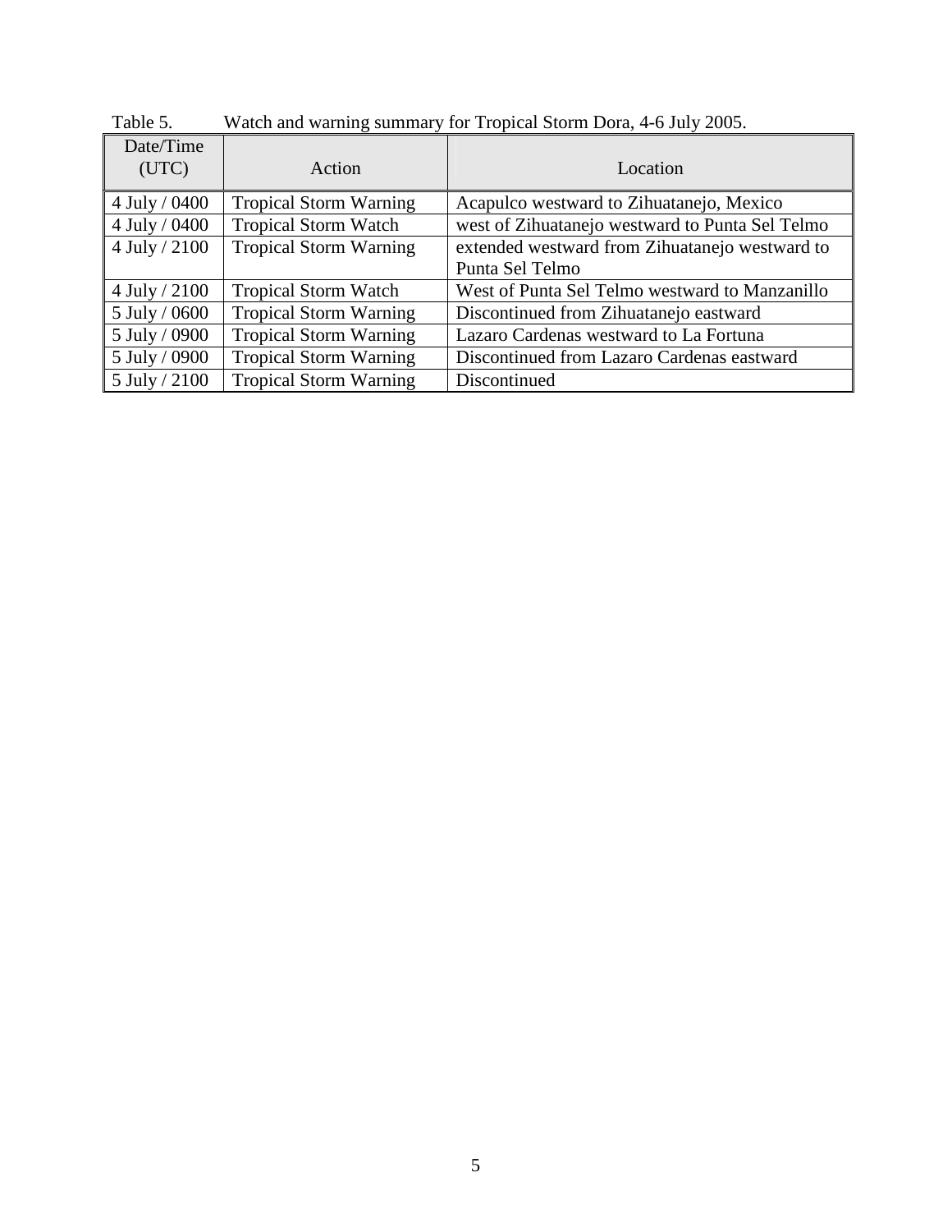Table 5. Watch and warning summary for Tropical Storm Dora, 4-6 July 2005.

| Date/Time (UTC) | Action | Location |
|---|---|---|
| 4 July / 0400 | Tropical Storm Warning | Acapulco westward to Zihuatanejo, Mexico |
| 4 July / 0400 | Tropical Storm Watch | west of Zihuatanejo westward to Punta Sel Telmo |
| 4 July / 2100 | Tropical Storm Warning | extended westward from Zihuatanejo westward to Punta Sel Telmo |
| 4 July / 2100 | Tropical Storm Watch | West of Punta Sel Telmo westward to Manzanillo |
| 5 July / 0600 | Tropical Storm Warning | Discontinued from Zihuatanejo eastward |
| 5 July / 0900 | Tropical Storm Warning | Lazaro Cardenas westward to La Fortuna |
| 5 July / 0900 | Tropical Storm Warning | Discontinued from Lazaro Cardenas eastward |
| 5 July / 2100 | Tropical Storm Warning | Discontinued |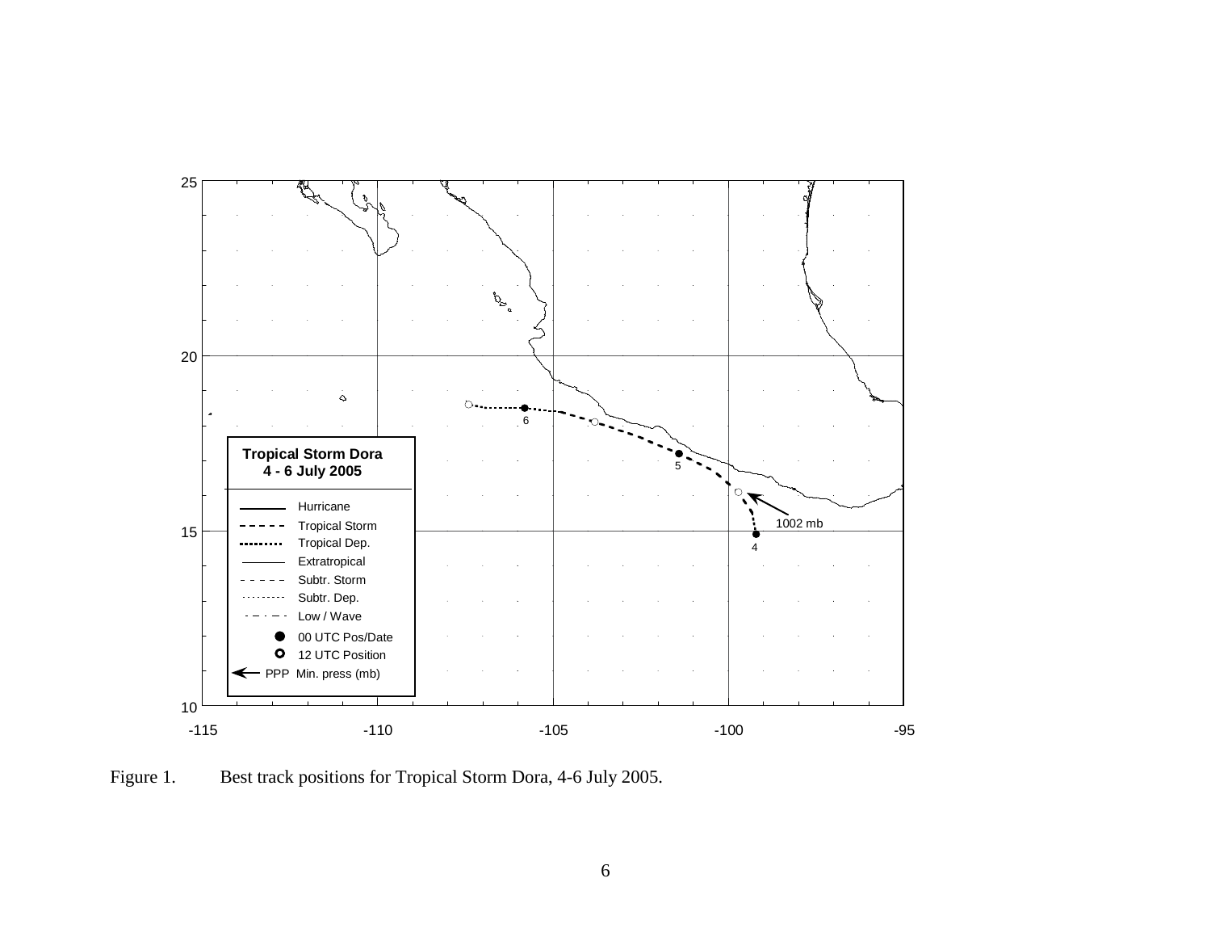Figure 1. Best track positions for Tropical Storm Dora, 4-6 July 2005.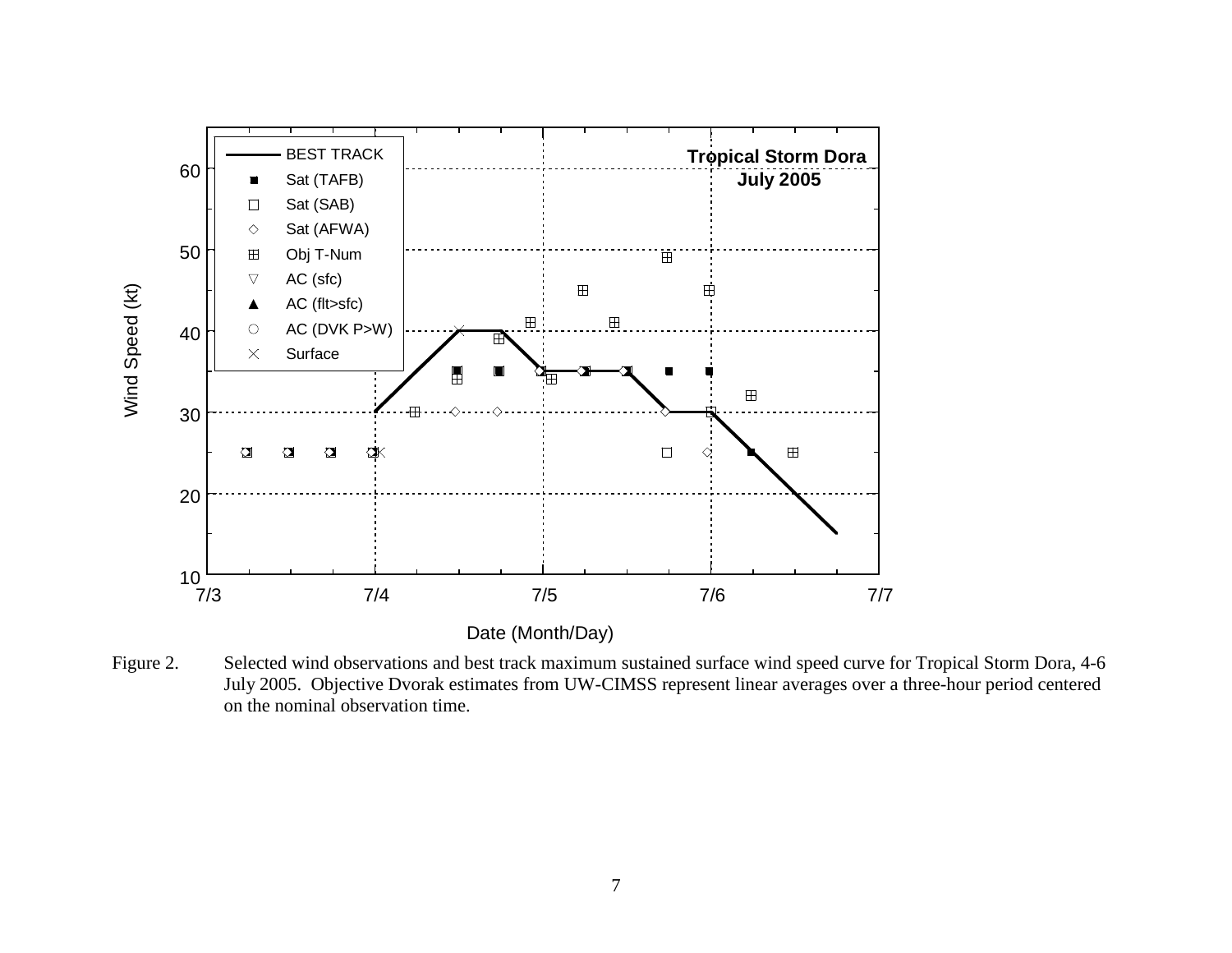Figure 2. Selected wind observations and best track maximum sustained surface wind speed curve for Tropical Storm Dora, 4-6 July 2005. Objective Dvorak estimates from UW-CIMSS represent linear averages over a three-hour period centered on the nominal observation time.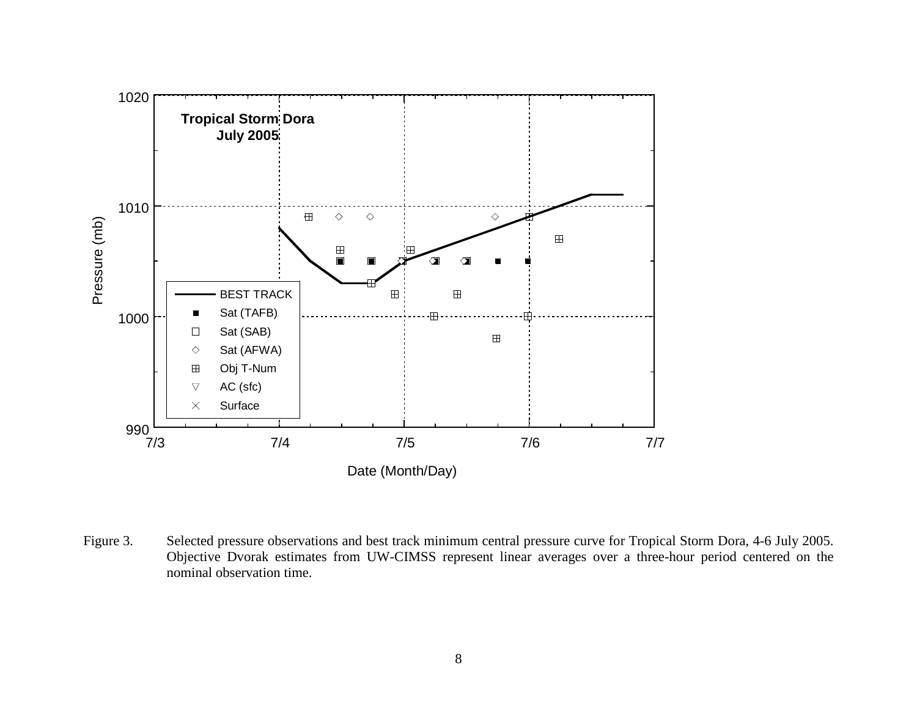Tropical Storm Dora
July 2005

1020
1010
1000
990

Pressure (mb)

7/3
7/4
7/5
7/6
7/7

Date (Month/Day)

BEST TRACK
Sat (TAFB)
Sat (SAB)
Sat (AFWA)
Obj T-Num
AC (sfc)
Surface

Figure 3. Selected pressure observations and best track minimum central pressure curve for Tropical Storm Dora, 4-6 July 2005. Objective Dvorak estimates from UW-CIMSS represent linear averages over a three-hour period centered on the nominal observation time.